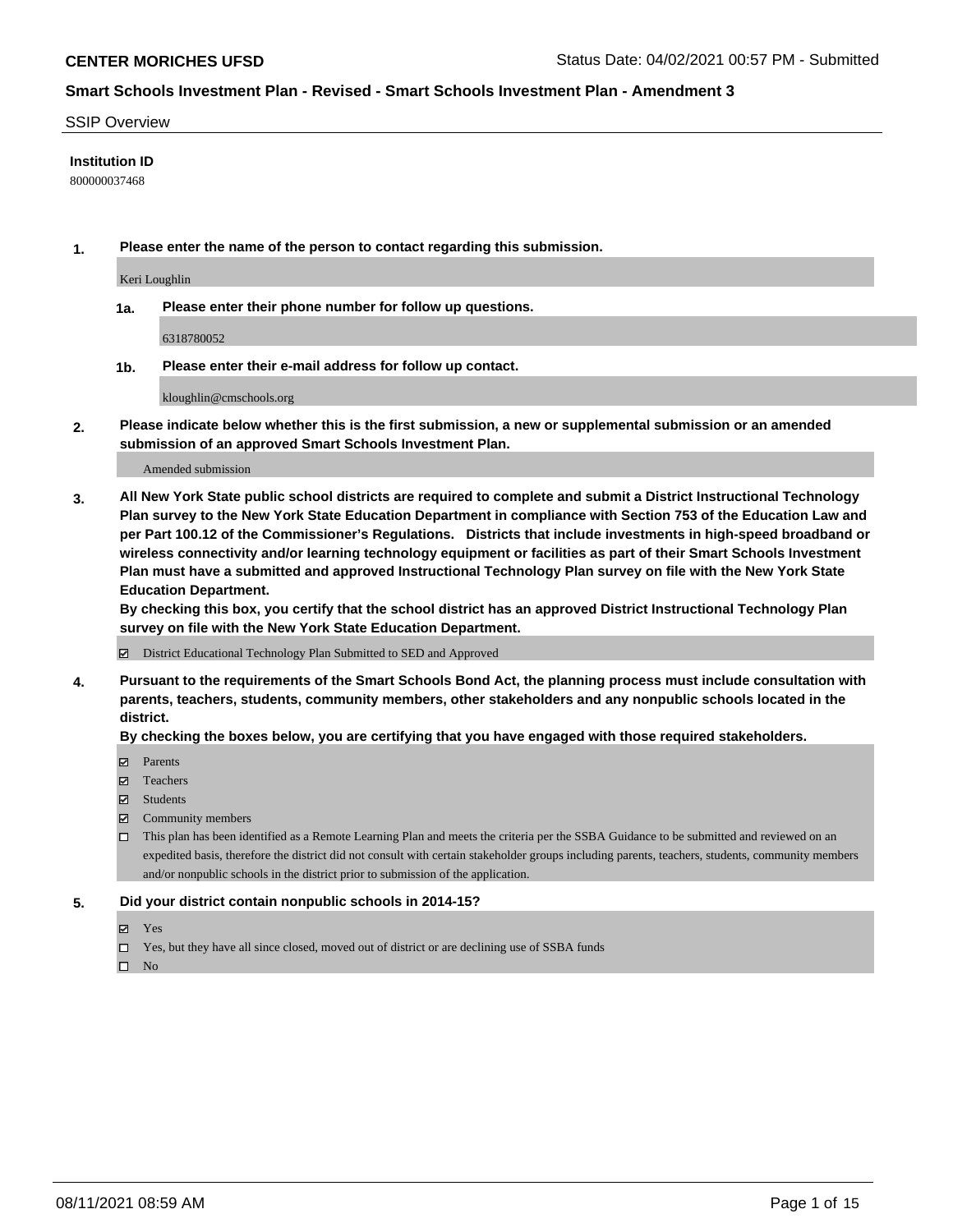**CENTER MORICHES UFSD** Status Date: 04/02/2021 00:57 PM - Submitted

**Smart Schools Investment Plan - Revised - Smart Schools Investment Plan - Amendment 3**

SSIP Overview

**Institution ID**

800000037468

**1. Please enter the name of the person to contact regarding this submission.**

Keri Loughlin

**1a. Please enter their phone number for follow up questions.**

6318780052

**1b. Please enter their e-mail address for follow up contact.**

kloughlin@cmschools.org

**2. Please indicate below whether this is the first submission, a new or supplemental submission or an amended submission of an approved Smart Schools Investment Plan.**

Amended submission

**3. All New York State public school districts are required to complete and submit a District Instructional Technology Plan survey to the New York State Education Department in compliance with Section 753 of the Education Law and per Part 100.12 of the Commissioner's Regulations. Districts that include investments in high-speed broadband or wireless connectivity and/or learning technology equipment or facilities as part of their Smart Schools Investment Plan must have a submitted and approved Instructional Technology Plan survey on file with the New York State Education Department.**

**By checking this box, you certify that the school district has an approved District Instructional Technology Plan survey on file with the New York State Education Department.**

☑ District Educational Technology Plan Submitted to SED and Approved

**4. Pursuant to the requirements of the Smart Schools Bond Act, the planning process must include consultation with parents, teachers, students, community members, other stakeholders and any nonpublic schools located in the district.**

**By checking the boxes below, you are certifying that you have engaged with those required stakeholders.**

☑ Parents

☑ Teachers

☑ Students

☑ Community members

☐ This plan has been identified as a Remote Learning Plan and meets the criteria per the SSBA Guidance to be submitted and reviewed on an expedited basis, therefore the district did not consult with certain stakeholder groups including parents, teachers, students, community members and/or nonpublic schools in the district prior to submission of the application.

**5. Did your district contain nonpublic schools in 2014-15?**

☑ Yes

☐ Yes, but they have all since closed, moved out of district or are declining use of SSBA funds

☐ No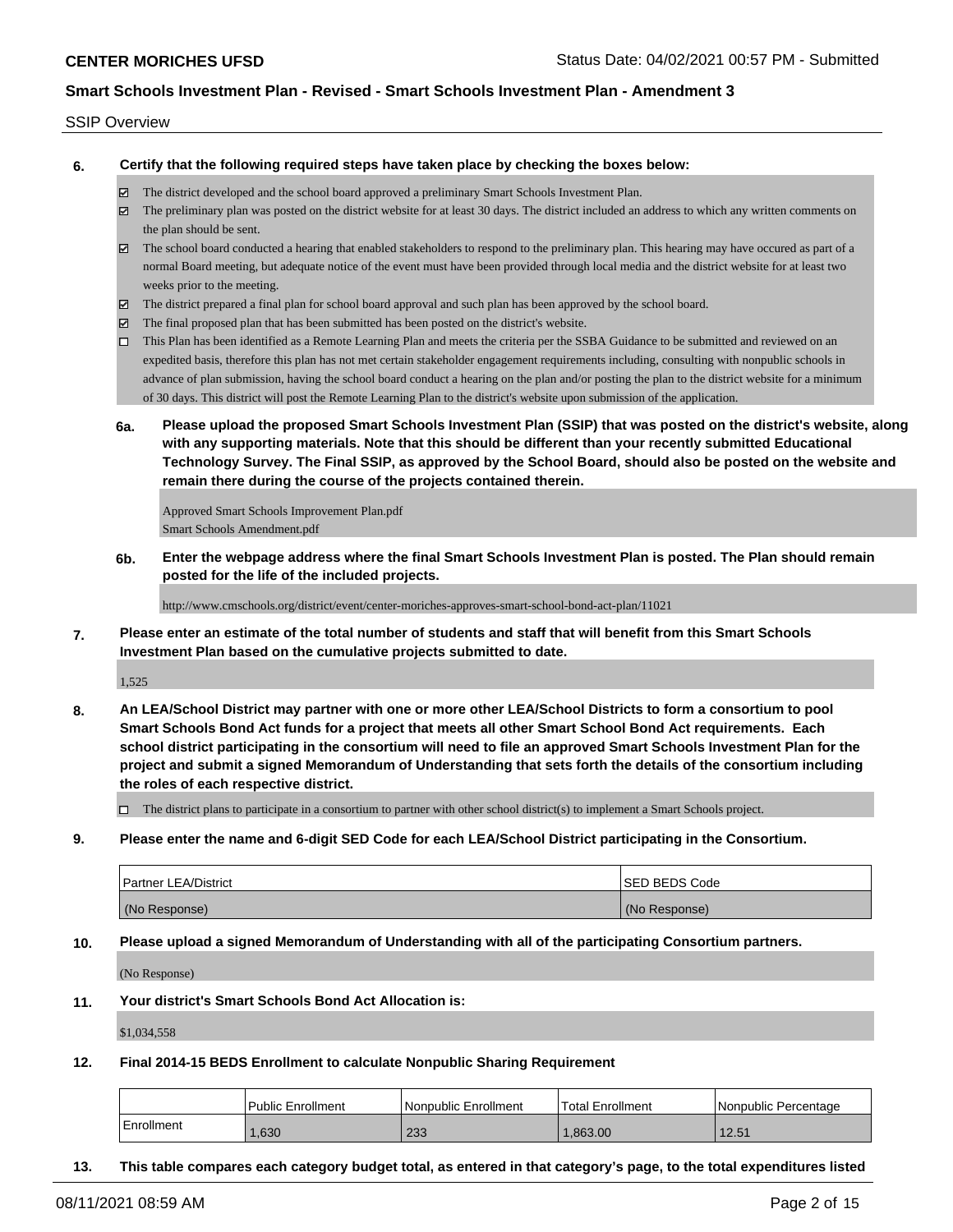SSIP Overview

**6. Certify that the following required steps have taken place by checking the boxes below:**

- [x] The district developed and the school board approved a preliminary Smart Schools Investment Plan.
- [x] The preliminary plan was posted on the district website for at least 30 days. The district included an address to which any written comments on the plan should be sent.
- [x] The school board conducted a hearing that enabled stakeholders to respond to the preliminary plan. This hearing may have occured as part of a normal Board meeting, but adequate notice of the event must have been provided through local media and the district website for at least two weeks prior to the meeting.
- [x] The district prepared a final plan for school board approval and such plan has been approved by the school board.
- [x] The final proposed plan that has been submitted has been posted on the district's website.
- [ ] This Plan has been identified as a Remote Learning Plan and meets the criteria per the SSBA Guidance to be submitted and reviewed on an expedited basis, therefore this plan has not met certain stakeholder engagement requirements including, consulting with nonpublic schools in advance of plan submission, having the school board conduct a hearing on the plan and/or posting the plan to the district website for a minimum of 30 days. This district will post the Remote Learning Plan to the district's website upon submission of the application.

**6a. Please upload the proposed Smart Schools Investment Plan (SSIP) that was posted on the district's website, along with any supporting materials. Note that this should be different than your recently submitted Educational Technology Survey. The Final SSIP, as approved by the School Board, should also be posted on the website and remain there during the course of the projects contained therein.**

Approved Smart Schools Improvement Plan.pdf
Smart Schools Amendment.pdf

**6b. Enter the webpage address where the final Smart Schools Investment Plan is posted. The Plan should remain posted for the life of the included projects.**

http://www.cmschools.org/district/event/center-moriches-approves-smart-school-bond-act-plan/11021

**7. Please enter an estimate of the total number of students and staff that will benefit from this Smart Schools Investment Plan based on the cumulative projects submitted to date.**

1,525

**8. An LEA/School District may partner with one or more other LEA/School Districts to form a consortium to pool Smart Schools Bond Act funds for a project that meets all other Smart School Bond Act requirements. Each school district participating in the consortium will need to file an approved Smart Schools Investment Plan for the project and submit a signed Memorandum of Understanding that sets forth the details of the consortium including the roles of each respective district.**

- [ ] The district plans to participate in a consortium to partner with other school district(s) to implement a Smart Schools project.

**9. Please enter the name and 6-digit SED Code for each LEA/School District participating in the Consortium.**

| Partner LEA/District | SED BEDS Code |
|---|---|
| (No Response) | (No Response) |

**10. Please upload a signed Memorandum of Understanding with all of the participating Consortium partners.**

(No Response)

**11. Your district's Smart Schools Bond Act Allocation is:**

$1,034,558

**12. Final 2014-15 BEDS Enrollment to calculate Nonpublic Sharing Requirement**

| | Public Enrollment | Nonpublic Enrollment | Total Enrollment | Nonpublic Percentage |
|---|---|---|---|---|
| Enrollment | 1,630 | 233 | 1,863.00 | 12.51 |

**13. This table compares each category budget total, as entered in that category's page, to the total expenditures listed**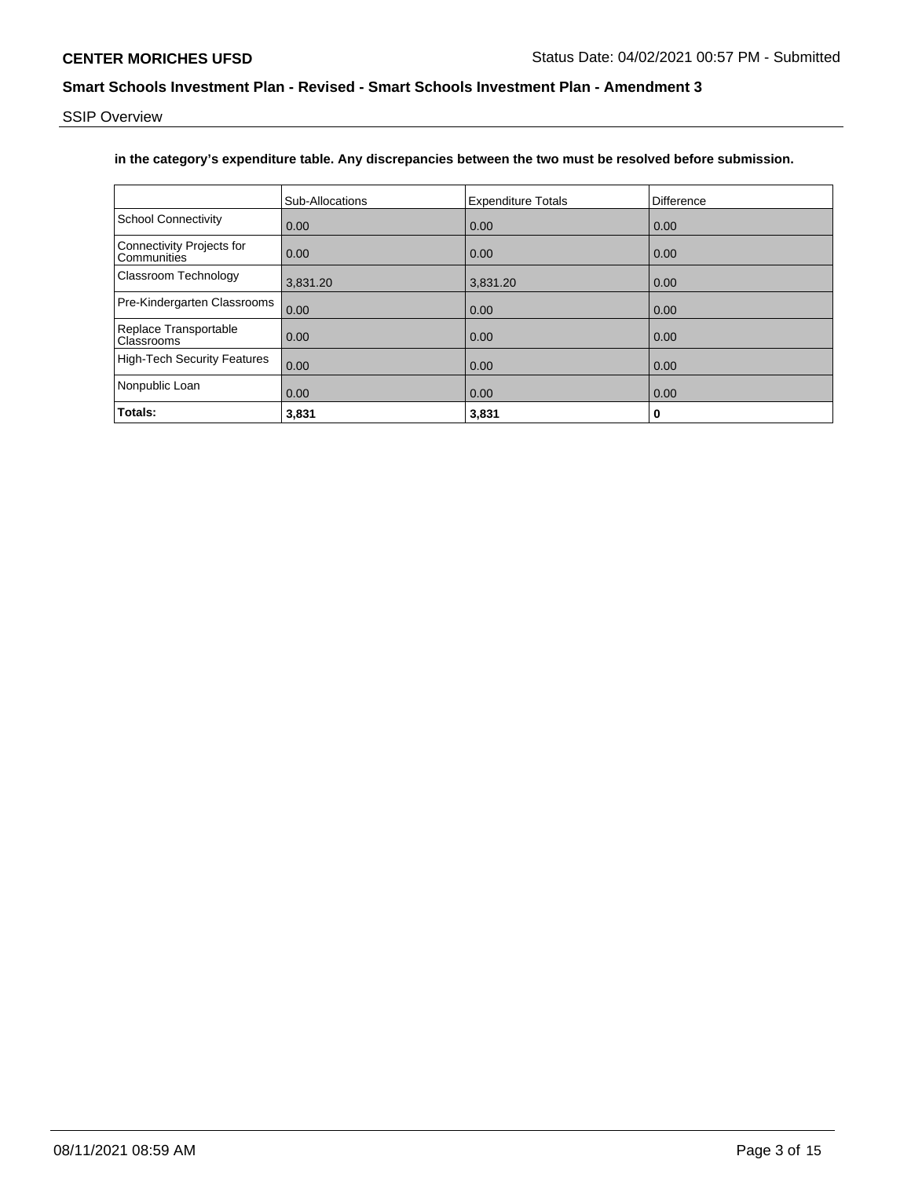**in the category's expenditure table. Any discrepancies between the two must be resolved before submission.**

| | Sub-Allocations | Expenditure Totals | Difference |
|---|---|---|---|
| School Connectivity | 0.00 | 0.00 | 0.00 |
| Connectivity Projects for Communities | 0.00 | 0.00 | 0.00 |
| Classroom Technology | 3,831.20 | 3,831.20 | 0.00 |
| Pre-Kindergarten Classrooms | 0.00 | 0.00 | 0.00 |
| Replace Transportable Classrooms | 0.00 | 0.00 | 0.00 |
| High-Tech Security Features | 0.00 | 0.00 | 0.00 |
| Nonpublic Loan | 0.00 | 0.00 | 0.00 |
| **Totals:** | **3,831** | **3,831** | **0** |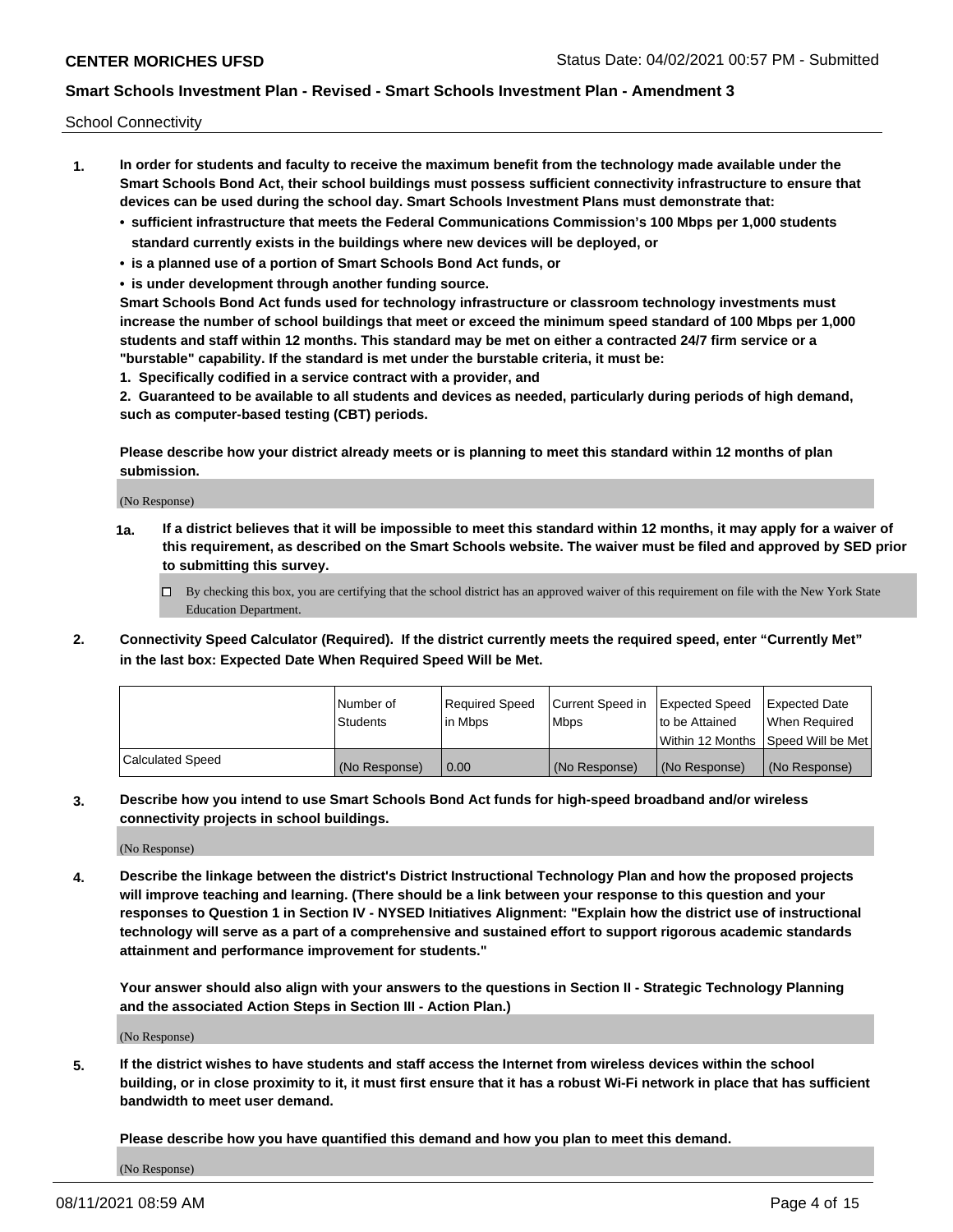School Connectivity

1. **In order for students and faculty to receive the maximum benefit from the technology made available under the Smart Schools Bond Act, their school buildings must possess sufficient connectivity infrastructure to ensure that devices can be used during the school day. Smart Schools Investment Plans must demonstrate that:**
   - **sufficient infrastructure that meets the Federal Communications Commission's 100 Mbps per 1,000 students standard currently exists in the buildings where new devices will be deployed, or**
   - **is a planned use of a portion of Smart Schools Bond Act funds, or**
   - **is under development through another funding source.**

   **Smart Schools Bond Act funds used for technology infrastructure or classroom technology investments must increase the number of school buildings that meet or exceed the minimum speed standard of 100 Mbps per 1,000 students and staff within 12 months. This standard may be met on either a contracted 24/7 firm service or a "burstable" capability. If the standard is met under the burstable criteria, it must be:**

   **1. Specifically codified in a service contract with a provider, and**

   **2. Guaranteed to be available to all students and devices as needed, particularly during periods of high demand, such as computer-based testing (CBT) periods.**

   **Please describe how your district already meets or is planning to meet this standard within 12 months of plan submission.**

   (No Response)

   **1a. If a district believes that it will be impossible to meet this standard within 12 months, it may apply for a waiver of this requirement, as described on the Smart Schools website. The waiver must be filed and approved by SED prior to submitting this survey.**

   ☐ By checking this box, you are certifying that the school district has an approved waiver of this requirement on file with the New York State Education Department.

2. **Connectivity Speed Calculator (Required). If the district currently meets the required speed, enter "Currently Met" in the last box: Expected Date When Required Speed Will be Met.**

| | Number of Students | Required Speed in Mbps | Current Speed in Mbps | Expected Speed to be Attained Within 12 Months | Expected Date When Required Speed Will be Met |
|---|---|---|---|---|---|
| Calculated Speed | (No Response) | 0.00 | (No Response) | (No Response) | (No Response) |

3. **Describe how you intend to use Smart Schools Bond Act funds for high-speed broadband and/or wireless connectivity projects in school buildings.**

   (No Response)

4. **Describe the linkage between the district's District Instructional Technology Plan and how the proposed projects will improve teaching and learning. (There should be a link between your response to this question and your responses to Question 1 in Section IV - NYSED Initiatives Alignment: "Explain how the district use of instructional technology will serve as a part of a comprehensive and sustained effort to support rigorous academic standards attainment and performance improvement for students."**

   **Your answer should also align with your answers to the questions in Section II - Strategic Technology Planning and the associated Action Steps in Section III - Action Plan.)**

   (No Response)

5. **If the district wishes to have students and staff access the Internet from wireless devices within the school building, or in close proximity to it, it must first ensure that it has a robust Wi-Fi network in place that has sufficient bandwidth to meet user demand.**

   **Please describe how you have quantified this demand and how you plan to meet this demand.**

   (No Response)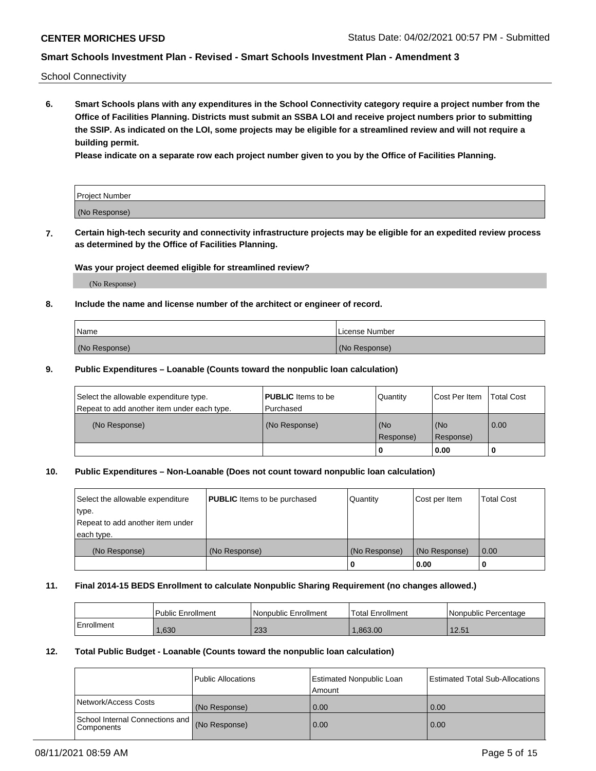School Connectivity

**6. Smart Schools plans with any expenditures in the School Connectivity category require a project number from the Office of Facilities Planning. Districts must submit an SSBA LOI and receive project numbers prior to submitting the SSIP. As indicated on the LOI, some projects may be eligible for a streamlined review and will not require a building permit.**

**Please indicate on a separate row each project number given to you by the Office of Facilities Planning.**

| Project Number |
| --- |
| (No Response) |

**7. Certain high-tech security and connectivity infrastructure projects may be eligible for an expedited review process as determined by the Office of Facilities Planning.**

**Was your project deemed eligible for streamlined review?**

(No Response)

**8. Include the name and license number of the architect or engineer of record.**

| Name | License Number |
| --- | --- |
| (No Response) | (No Response) |

**9. Public Expenditures – Loanable (Counts toward the nonpublic loan calculation)**

| Select the allowable expenditure type. Repeat to add another item under each type. | **PUBLIC** Items to be Purchased | Quantity | Cost Per Item | Total Cost |
| --- | --- | --- | --- | --- |
| (No Response) | (No Response) | (No Response) | (No Response) | 0.00 |
| | | 0 | 0.00 | 0 |

**10. Public Expenditures – Non-Loanable (Does not count toward nonpublic loan calculation)**

| Select the allowable expenditure type. Repeat to add another item under each type. | **PUBLIC** Items to be purchased | Quantity | Cost per Item | Total Cost |
| --- | --- | --- | --- | --- |
| (No Response) | (No Response) | (No Response) | (No Response) | 0.00 |
| | | 0 | 0.00 | 0 |

**11. Final 2014-15 BEDS Enrollment to calculate Nonpublic Sharing Requirement (no changes allowed.)**

| | Public Enrollment | Nonpublic Enrollment | Total Enrollment | Nonpublic Percentage |
| --- | --- | --- | --- | --- |
| Enrollment | 1,630 | 233 | 1,863.00 | 12.51 |

**12. Total Public Budget - Loanable (Counts toward the nonpublic loan calculation)**

| | Public Allocations | Estimated Nonpublic Loan Amount | Estimated Total Sub-Allocations |
| --- | --- | --- | --- |
| Network/Access Costs | (No Response) | 0.00 | 0.00 |
| School Internal Connections and Components | (No Response) | 0.00 | 0.00 |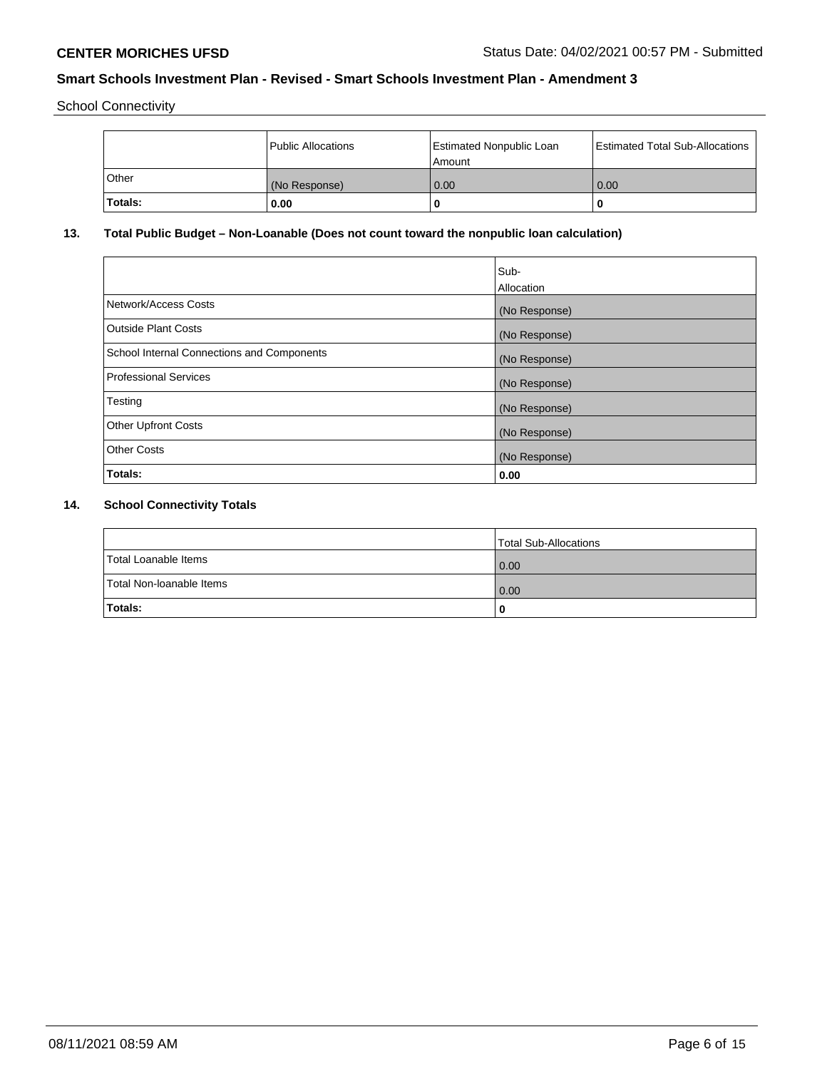School Connectivity

|  | Public Allocations | Estimated Nonpublic Loan Amount | Estimated Total Sub-Allocations |
|---|---|---|---|
| Other | (No Response) | 0.00 | 0.00 |
| **Totals:** | **0.00** | **0** | **0** |

## 13. Total Public Budget – Non-Loanable (Does not count toward the nonpublic loan calculation)

|  | Sub-Allocation |
|---|---|
| Network/Access Costs | (No Response) |
| Outside Plant Costs | (No Response) |
| School Internal Connections and Components | (No Response) |
| Professional Services | (No Response) |
| Testing | (No Response) |
| Other Upfront Costs | (No Response) |
| Other Costs | (No Response) |
| **Totals:** | **0.00** |

## 14. School Connectivity Totals

|  | Total Sub-Allocations |
|---|---|
| Total Loanable Items | 0.00 |
| Total Non-loanable Items | 0.00 |
| **Totals:** | **0** |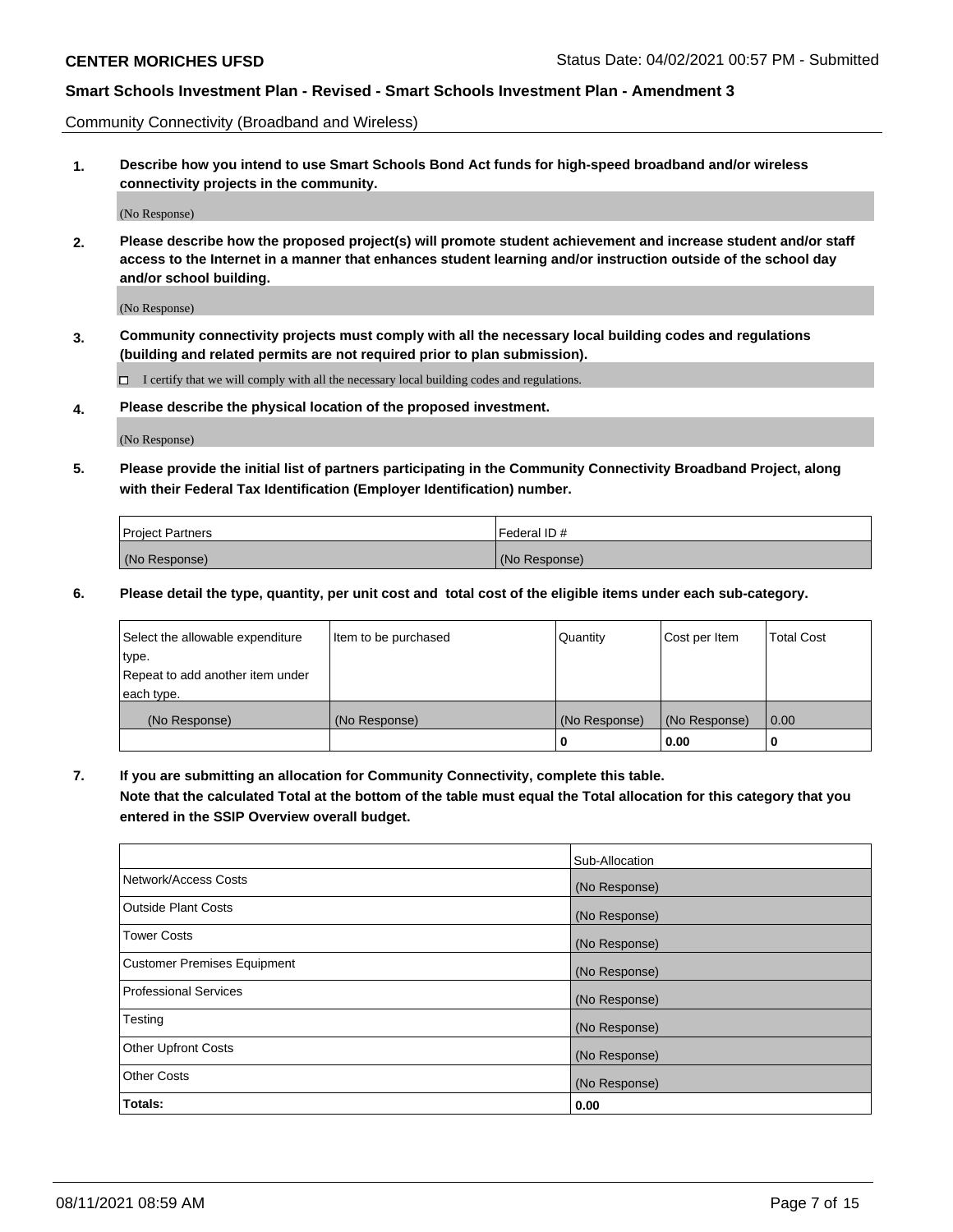Community Connectivity (Broadband and Wireless)

**1. Describe how you intend to use Smart Schools Bond Act funds for high-speed broadband and/or wireless connectivity projects in the community.**

(No Response)

**2. Please describe how the proposed project(s) will promote student achievement and increase student and/or staff access to the Internet in a manner that enhances student learning and/or instruction outside of the school day and/or school building.**

(No Response)

**3. Community connectivity projects must comply with all the necessary local building codes and regulations (building and related permits are not required prior to plan submission).**

☐ I certify that we will comply with all the necessary local building codes and regulations.

**4. Please describe the physical location of the proposed investment.**

(No Response)

**5. Please provide the initial list of partners participating in the Community Connectivity Broadband Project, along with their Federal Tax Identification (Employer Identification) number.**

| Project Partners | Federal ID # |
|---|---|
| (No Response) | (No Response) |

**6. Please detail the type, quantity, per unit cost and total cost of the eligible items under each sub-category.**

| Select the allowable expenditure type. Repeat to add another item under each type. | Item to be purchased | Quantity | Cost per Item | Total Cost |
|---|---|---|---|---|
| (No Response) | (No Response) | (No Response) | (No Response) | 0.00 |
| | | **0** | **0.00** | **0** |

**7. If you are submitting an allocation for Community Connectivity, complete this table. Note that the calculated Total at the bottom of the table must equal the Total allocation for this category that you entered in the SSIP Overview overall budget.**

| | Sub-Allocation |
|---|---|
| Network/Access Costs | (No Response) |
| Outside Plant Costs | (No Response) |
| Tower Costs | (No Response) |
| Customer Premises Equipment | (No Response) |
| Professional Services | (No Response) |
| Testing | (No Response) |
| Other Upfront Costs | (No Response) |
| Other Costs | (No Response) |
| **Totals:** | **0.00** |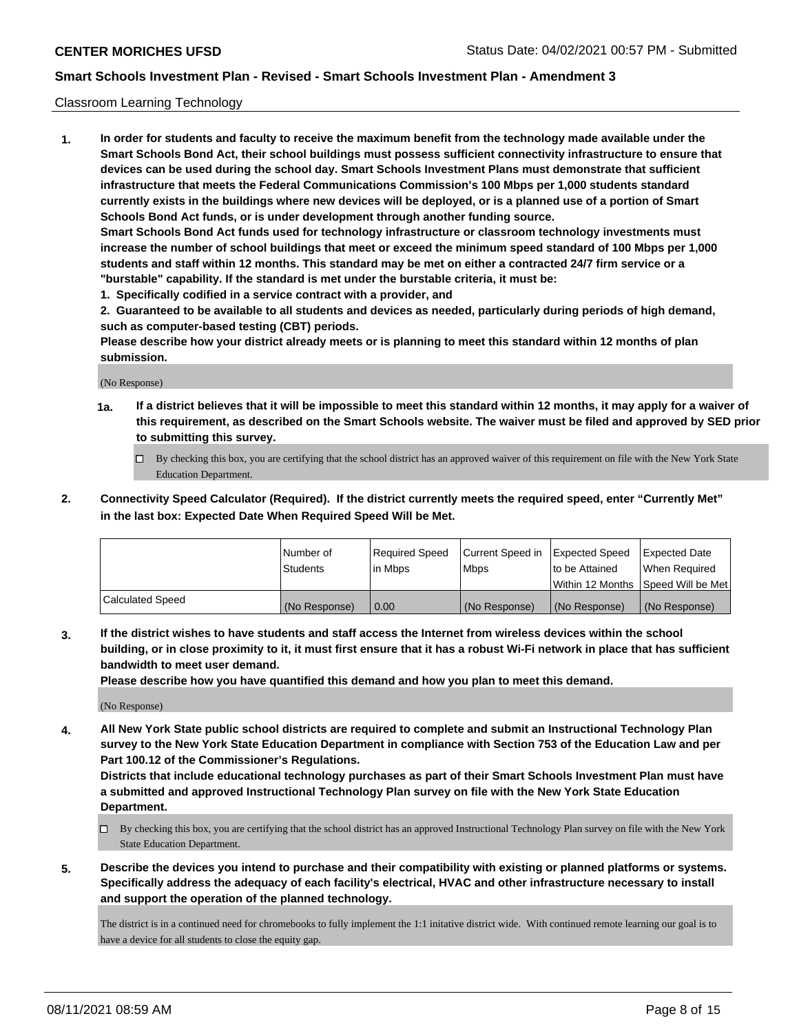Classroom Learning Technology

1. **In order for students and faculty to receive the maximum benefit from the technology made available under the Smart Schools Bond Act, their school buildings must possess sufficient connectivity infrastructure to ensure that devices can be used during the school day. Smart Schools Investment Plans must demonstrate that sufficient infrastructure that meets the Federal Communications Commission's 100 Mbps per 1,000 students standard currently exists in the buildings where new devices will be deployed, or is a planned use of a portion of Smart Schools Bond Act funds, or is under development through another funding source.**

   **Smart Schools Bond Act funds used for technology infrastructure or classroom technology investments must increase the number of school buildings that meet or exceed the minimum speed standard of 100 Mbps per 1,000 students and staff within 12 months. This standard may be met on either a contracted 24/7 firm service or a "burstable" capability. If the standard is met under the burstable criteria, it must be:**

   **1. Specifically codified in a service contract with a provider, and**

   **2. Guaranteed to be available to all students and devices as needed, particularly during periods of high demand, such as computer-based testing (CBT) periods.**

   **Please describe how your district already meets or is planning to meet this standard within 12 months of plan submission.**

   (No Response)

   **1a. If a district believes that it will be impossible to meet this standard within 12 months, it may apply for a waiver of this requirement, as described on the Smart Schools website. The waiver must be filed and approved by SED prior to submitting this survey.**

   ☐ By checking this box, you are certifying that the school district has an approved waiver of this requirement on file with the New York State Education Department.

2. **Connectivity Speed Calculator (Required). If the district currently meets the required speed, enter "Currently Met" in the last box: Expected Date When Required Speed Will be Met.**

| | Number of Students | Required Speed in Mbps | Current Speed in Mbps | Expected Speed to be Attained Within 12 Months | Expected Date When Required Speed Will be Met |
|---|---|---|---|---|---|
| Calculated Speed | (No Response) | 0.00 | (No Response) | (No Response) | (No Response) |

3. **If the district wishes to have students and staff access the Internet from wireless devices within the school building, or in close proximity to it, it must first ensure that it has a robust Wi-Fi network in place that has sufficient bandwidth to meet user demand.**

   **Please describe how you have quantified this demand and how you plan to meet this demand.**

   (No Response)

4. **All New York State public school districts are required to complete and submit an Instructional Technology Plan survey to the New York State Education Department in compliance with Section 753 of the Education Law and per Part 100.12 of the Commissioner's Regulations.**

   **Districts that include educational technology purchases as part of their Smart Schools Investment Plan must have a submitted and approved Instructional Technology Plan survey on file with the New York State Education Department.**

   ☐ By checking this box, you are certifying that the school district has an approved Instructional Technology Plan survey on file with the New York State Education Department.

5. **Describe the devices you intend to purchase and their compatibility with existing or planned platforms or systems. Specifically address the adequacy of each facility's electrical, HVAC and other infrastructure necessary to install and support the operation of the planned technology.**

   The district is in a continued need for chromebooks to fully implement the 1:1 initative district wide. With continued remote learning our goal is to have a device for all students to close the equity gap.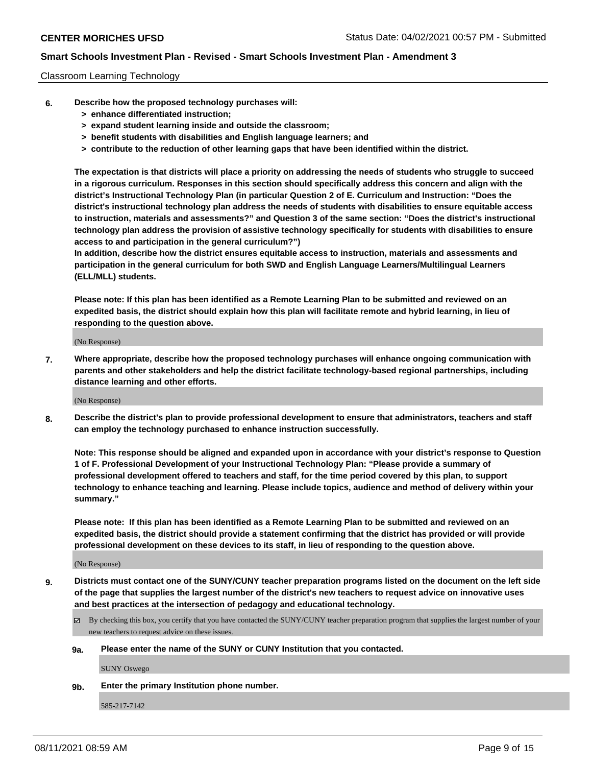Classroom Learning Technology

**6. Describe how the proposed technology purchases will:**
   **> enhance differentiated instruction;**
   **> expand student learning inside and outside the classroom;**
   **> benefit students with disabilities and English language learners; and**
   **> contribute to the reduction of other learning gaps that have been identified within the district.**

**The expectation is that districts will place a priority on addressing the needs of students who struggle to succeed in a rigorous curriculum. Responses in this section should specifically address this concern and align with the district's Instructional Technology Plan (in particular Question 2 of E. Curriculum and Instruction: "Does the district's instructional technology plan address the needs of students with disabilities to ensure equitable access to instruction, materials and assessments?" and Question 3 of the same section: "Does the district's instructional technology plan address the provision of assistive technology specifically for students with disabilities to ensure access to and participation in the general curriculum?")**

**In addition, describe how the district ensures equitable access to instruction, materials and assessments and participation in the general curriculum for both SWD and English Language Learners/Multilingual Learners (ELL/MLL) students.**

**Please note: If this plan has been identified as a Remote Learning Plan to be submitted and reviewed on an expedited basis, the district should explain how this plan will facilitate remote and hybrid learning, in lieu of responding to the question above.**

(No Response)

**7. Where appropriate, describe how the proposed technology purchases will enhance ongoing communication with parents and other stakeholders and help the district facilitate technology-based regional partnerships, including distance learning and other efforts.**

(No Response)

**8. Describe the district's plan to provide professional development to ensure that administrators, teachers and staff can employ the technology purchased to enhance instruction successfully.**

**Note: This response should be aligned and expanded upon in accordance with your district's response to Question 1 of F. Professional Development of your Instructional Technology Plan: "Please provide a summary of professional development offered to teachers and staff, for the time period covered by this plan, to support technology to enhance teaching and learning. Please include topics, audience and method of delivery within your summary."**

**Please note: If this plan has been identified as a Remote Learning Plan to be submitted and reviewed on an expedited basis, the district should provide a statement confirming that the district has provided or will provide professional development on these devices to its staff, in lieu of responding to the question above.**

(No Response)

**9. Districts must contact one of the SUNY/CUNY teacher preparation programs listed on the document on the left side of the page that supplies the largest number of the district's new teachers to request advice on innovative uses and best practices at the intersection of pedagogy and educational technology.**

☑ By checking this box, you certify that you have contacted the SUNY/CUNY teacher preparation program that supplies the largest number of your new teachers to request advice on these issues.

**9a. Please enter the name of the SUNY or CUNY Institution that you contacted.**

SUNY Oswego

**9b. Enter the primary Institution phone number.**

585-217-7142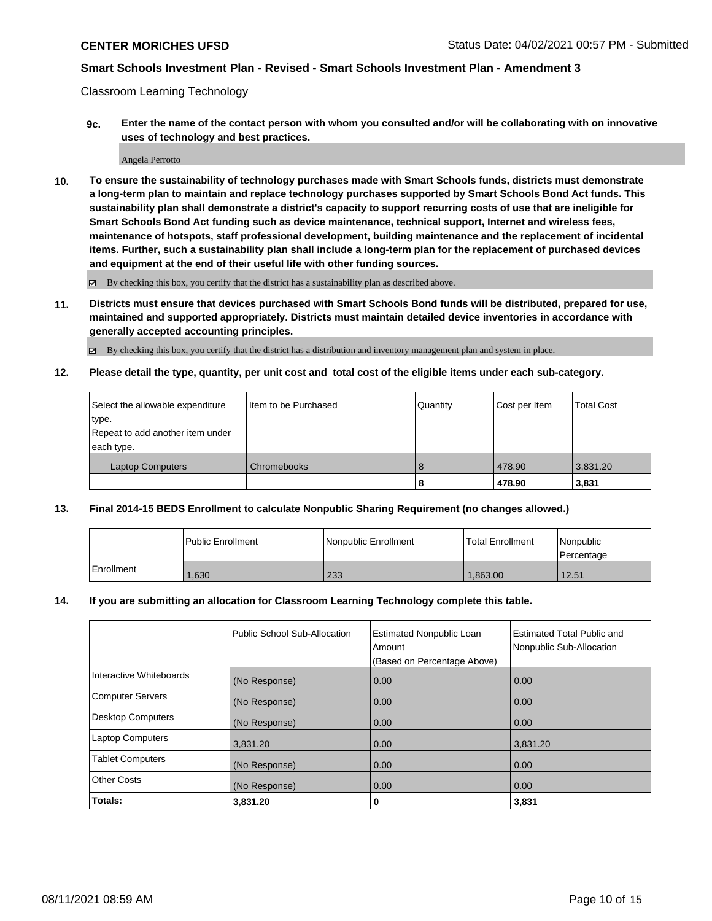Classroom Learning Technology

**9c. Enter the name of the contact person with whom you consulted and/or will be collaborating with on innovative uses of technology and best practices.**

Angela Perrotto

**10. To ensure the sustainability of technology purchases made with Smart Schools funds, districts must demonstrate a long-term plan to maintain and replace technology purchases supported by Smart Schools Bond Act funds. This sustainability plan shall demonstrate a district's capacity to support recurring costs of use that are ineligible for Smart Schools Bond Act funding such as device maintenance, technical support, Internet and wireless fees, maintenance of hotspots, staff professional development, building maintenance and the replacement of incidental items. Further, such a sustainability plan shall include a long-term plan for the replacement of purchased devices and equipment at the end of their useful life with other funding sources.**

☑ By checking this box, you certify that the district has a sustainability plan as described above.

**11. Districts must ensure that devices purchased with Smart Schools Bond funds will be distributed, prepared for use, maintained and supported appropriately. Districts must maintain detailed device inventories in accordance with generally accepted accounting principles.**

☑ By checking this box, you certify that the district has a distribution and inventory management plan and system in place.

**12. Please detail the type, quantity, per unit cost and total cost of the eligible items under each sub-category.**

| Select the allowable expenditure type. Repeat to add another item under each type. | Item to be Purchased | Quantity | Cost per Item | Total Cost |
|---|---|---|---|---|
| Laptop Computers | Chromebooks | 8 | 478.90 | 3,831.20 |
| | | **8** | **478.90** | **3,831** |

**13. Final 2014-15 BEDS Enrollment to calculate Nonpublic Sharing Requirement (no changes allowed.)**

| | Public Enrollment | Nonpublic Enrollment | Total Enrollment | Nonpublic Percentage |
|---|---|---|---|---|
| Enrollment | 1,630 | 233 | 1,863.00 | 12.51 |

**14. If you are submitting an allocation for Classroom Learning Technology complete this table.**

| | Public School Sub-Allocation | Estimated Nonpublic Loan Amount (Based on Percentage Above) | Estimated Total Public and Nonpublic Sub-Allocation |
|---|---|---|---|
| Interactive Whiteboards | (No Response) | 0.00 | 0.00 |
| Computer Servers | (No Response) | 0.00 | 0.00 |
| Desktop Computers | (No Response) | 0.00 | 0.00 |
| Laptop Computers | 3,831.20 | 0.00 | 3,831.20 |
| Tablet Computers | (No Response) | 0.00 | 0.00 |
| Other Costs | (No Response) | 0.00 | 0.00 |
| **Totals:** | **3,831.20** | **0** | **3,831** |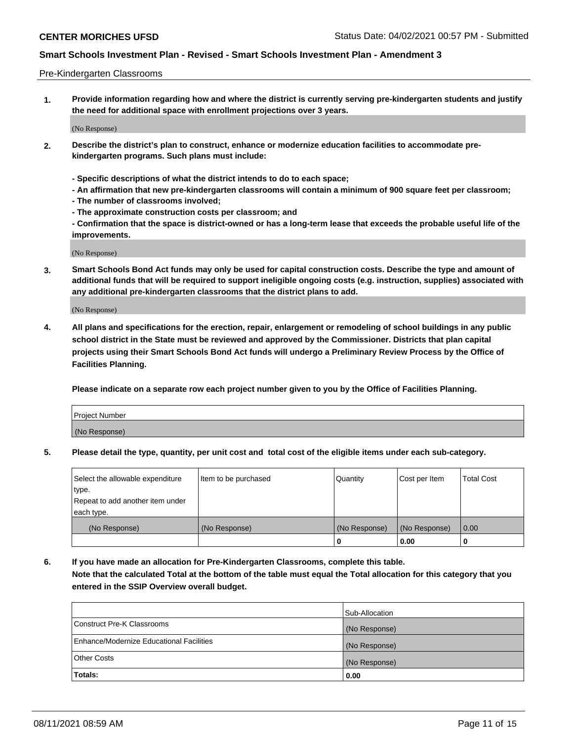Pre-Kindergarten Classrooms

**1. Provide information regarding how and where the district is currently serving pre-kindergarten students and justify the need for additional space with enrollment projections over 3 years.**

(No Response)

**2. Describe the district's plan to construct, enhance or modernize education facilities to accommodate pre-kindergarten programs. Such plans must include:**

**- Specific descriptions of what the district intends to do to each space;**
**- An affirmation that new pre-kindergarten classrooms will contain a minimum of 900 square feet per classroom;**
**- The number of classrooms involved;**
**- The approximate construction costs per classroom; and**
**- Confirmation that the space is district-owned or has a long-term lease that exceeds the probable useful life of the improvements.**

(No Response)

**3. Smart Schools Bond Act funds may only be used for capital construction costs. Describe the type and amount of additional funds that will be required to support ineligible ongoing costs (e.g. instruction, supplies) associated with any additional pre-kindergarten classrooms that the district plans to add.**

(No Response)

**4. All plans and specifications for the erection, repair, enlargement or remodeling of school buildings in any public school district in the State must be reviewed and approved by the Commissioner. Districts that plan capital projects using their Smart Schools Bond Act funds will undergo a Preliminary Review Process by the Office of Facilities Planning.**

**Please indicate on a separate row each project number given to you by the Office of Facilities Planning.**

| Project Number |
|---|
| (No Response) |

**5. Please detail the type, quantity, per unit cost and total cost of the eligible items under each sub-category.**

| Select the allowable expenditure type. Repeat to add another item under each type. | Item to be purchased | Quantity | Cost per Item | Total Cost |
|---|---|---|---|---|
| (No Response) | (No Response) | (No Response) | (No Response) | 0.00 |
| | | 0 | 0.00 | 0 |

**6. If you have made an allocation for Pre-Kindergarten Classrooms, complete this table.**
**Note that the calculated Total at the bottom of the table must equal the Total allocation for this category that you entered in the SSIP Overview overall budget.**

| | Sub-Allocation |
|---|---|
| Construct Pre-K Classrooms | (No Response) |
| Enhance/Modernize Educational Facilities | (No Response) |
| Other Costs | (No Response) |
| **Totals:** | **0.00** |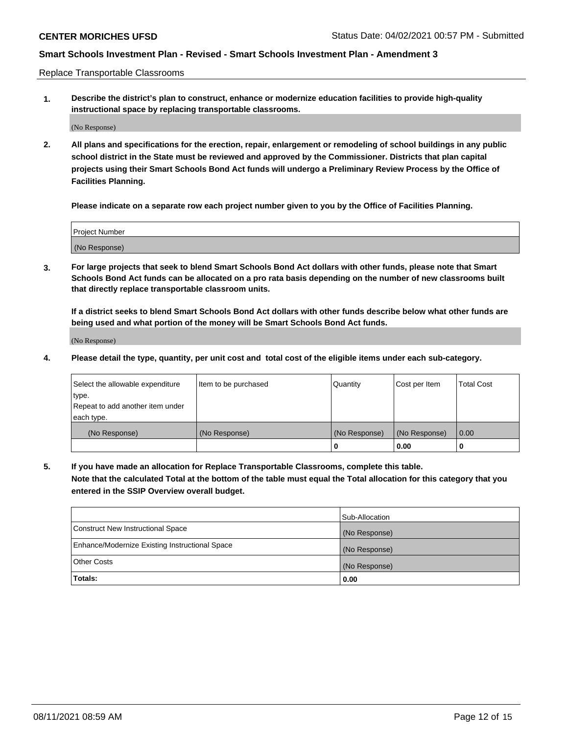Replace Transportable Classrooms

**1. Describe the district's plan to construct, enhance or modernize education facilities to provide high-quality instructional space by replacing transportable classrooms.**

(No Response)

**2. All plans and specifications for the erection, repair, enlargement or remodeling of school buildings in any public school district in the State must be reviewed and approved by the Commissioner. Districts that plan capital projects using their Smart Schools Bond Act funds will undergo a Preliminary Review Process by the Office of Facilities Planning.**

**Please indicate on a separate row each project number given to you by the Office of Facilities Planning.**

| Project Number |
|---|
| (No Response) |

**3. For large projects that seek to blend Smart Schools Bond Act dollars with other funds, please note that Smart Schools Bond Act funds can be allocated on a pro rata basis depending on the number of new classrooms built that directly replace transportable classroom units.**

**If a district seeks to blend Smart Schools Bond Act dollars with other funds describe below what other funds are being used and what portion of the money will be Smart Schools Bond Act funds.**

(No Response)

**4. Please detail the type, quantity, per unit cost and total cost of the eligible items under each sub-category.**

| Select the allowable expenditure type. Repeat to add another item under each type. | Item to be purchased | Quantity | Cost per Item | Total Cost |
|---|---|---|---|---|
| (No Response) | (No Response) | (No Response) | (No Response) | 0.00 |
| | | 0 | 0.00 | 0 |

**5. If you have made an allocation for Replace Transportable Classrooms, complete this table. Note that the calculated Total at the bottom of the table must equal the Total allocation for this category that you entered in the SSIP Overview overall budget.**

| | Sub-Allocation |
|---|---|
| Construct New Instructional Space | (No Response) |
| Enhance/Modernize Existing Instructional Space | (No Response) |
| Other Costs | (No Response) |
| **Totals:** | **0.00** |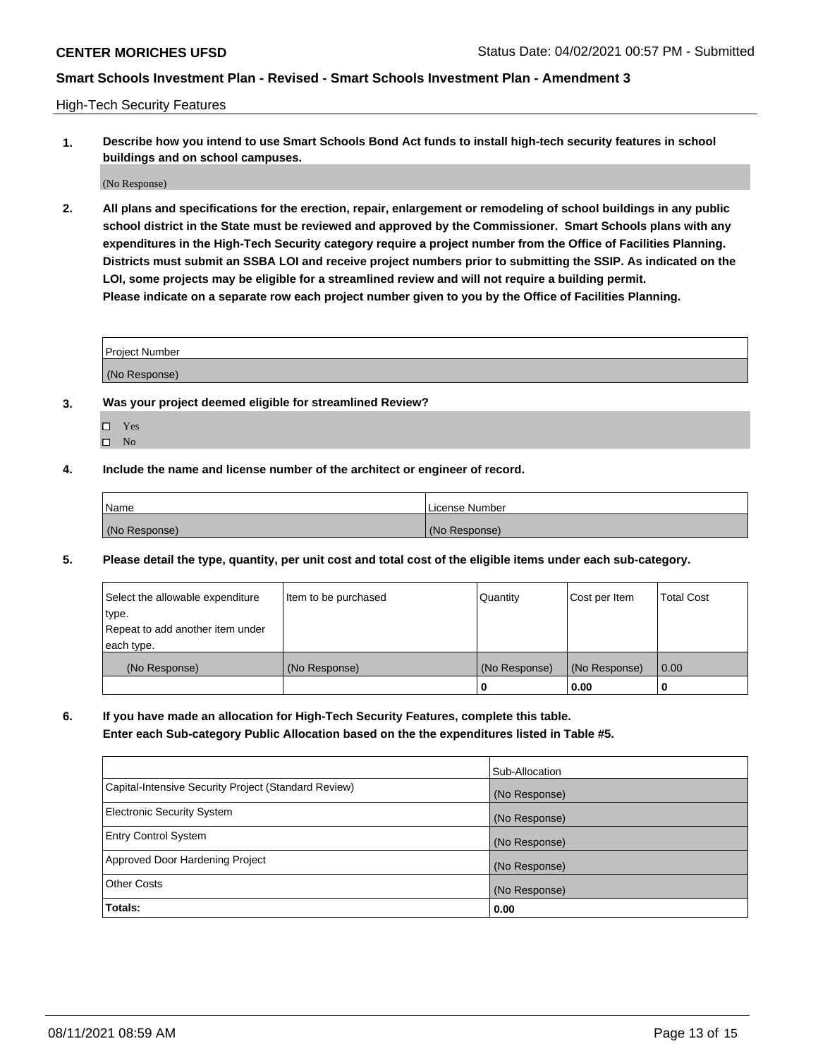High-Tech Security Features

**1. Describe how you intend to use Smart Schools Bond Act funds to install high-tech security features in school buildings and on school campuses.**

(No Response)

**2. All plans and specifications for the erection, repair, enlargement or remodeling of school buildings in any public school district in the State must be reviewed and approved by the Commissioner. Smart Schools plans with any expenditures in the High-Tech Security category require a project number from the Office of Facilities Planning. Districts must submit an SSBA LOI and receive project numbers prior to submitting the SSIP. As indicated on the LOI, some projects may be eligible for a streamlined review and will not require a building permit. Please indicate on a separate row each project number given to you by the Office of Facilities Planning.**

| Project Number |
| --- |
| (No Response) |

**3. Was your project deemed eligible for streamlined Review?**

- ☐ Yes
- ☐ No

**4. Include the name and license number of the architect or engineer of record.**

| Name | License Number |
| --- | --- |
| (No Response) | (No Response) |

**5. Please detail the type, quantity, per unit cost and total cost of the eligible items under each sub-category.**

| Select the allowable expenditure type. Repeat to add another item under each type. | Item to be purchased | Quantity | Cost per Item | Total Cost |
| --- | --- | --- | --- | --- |
| (No Response) | (No Response) | (No Response) | (No Response) | 0.00 |
| | | 0 | 0.00 | 0 |

**6. If you have made an allocation for High-Tech Security Features, complete this table. Enter each Sub-category Public Allocation based on the the expenditures listed in Table #5.**

| | Sub-Allocation |
| --- | --- |
| Capital-Intensive Security Project (Standard Review) | (No Response) |
| Electronic Security System | (No Response) |
| Entry Control System | (No Response) |
| Approved Door Hardening Project | (No Response) |
| Other Costs | (No Response) |
| **Totals:** | **0.00** |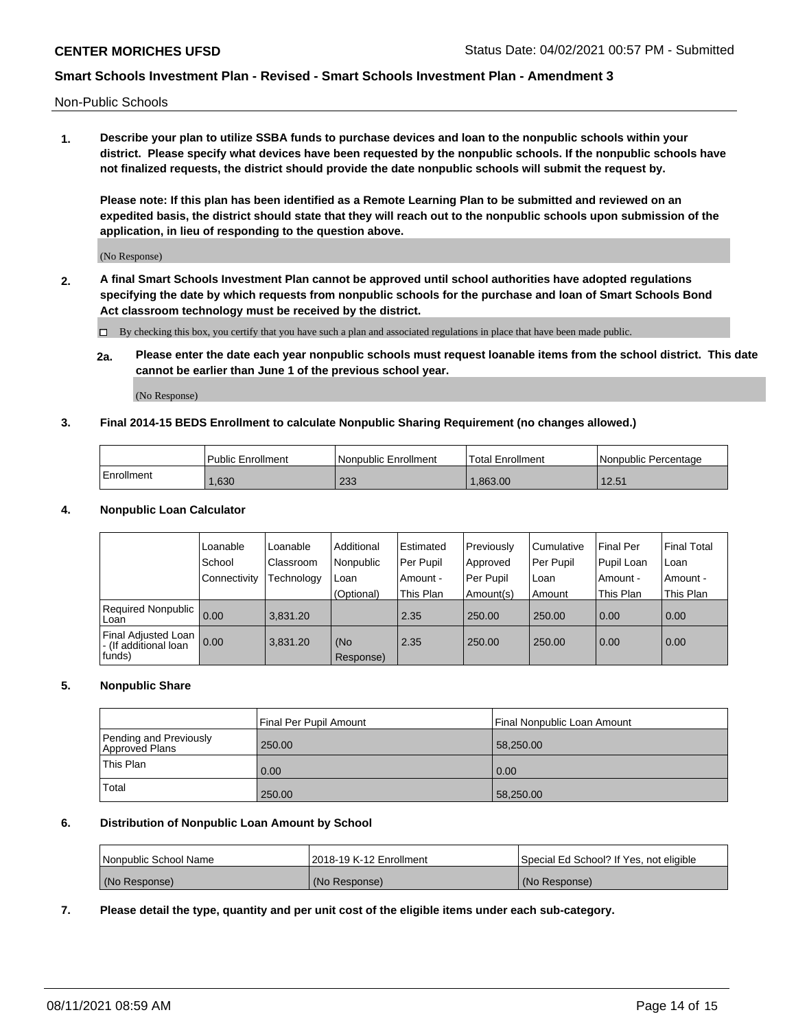Non-Public Schools

**1. Describe your plan to utilize SSBA funds to purchase devices and loan to the nonpublic schools within your district. Please specify what devices have been requested by the nonpublic schools. If the nonpublic schools have not finalized requests, the district should provide the date nonpublic schools will submit the request by.**

**Please note: If this plan has been identified as a Remote Learning Plan to be submitted and reviewed on an expedited basis, the district should state that they will reach out to the nonpublic schools upon submission of the application, in lieu of responding to the question above.**

(No Response)

**2. A final Smart Schools Investment Plan cannot be approved until school authorities have adopted regulations specifying the date by which requests from nonpublic schools for the purchase and loan of Smart Schools Bond Act classroom technology must be received by the district.**

☐ By checking this box, you certify that you have such a plan and associated regulations in place that have been made public.

**2a. Please enter the date each year nonpublic schools must request loanable items from the school district. This date cannot be earlier than June 1 of the previous school year.**

(No Response)

**3. Final 2014-15 BEDS Enrollment to calculate Nonpublic Sharing Requirement (no changes allowed.)**

| | Public Enrollment | Nonpublic Enrollment | Total Enrollment | Nonpublic Percentage |
|---|---|---|---|---|
| Enrollment | 1,630 | 233 | 1,863.00 | 12.51 |

**4. Nonpublic Loan Calculator**

| | Loanable School Connectivity | Loanable Classroom Technology | Additional Nonpublic Loan (Optional) | Estimated Per Pupil Amount - This Plan | Previously Approved Per Pupil Amount(s) | Cumulative Per Pupil Loan Amount | Final Per Pupil Loan Amount - This Plan | Final Total Loan Amount - This Plan |
|---|---|---|---|---|---|---|---|---|
| Required Nonpublic Loan | 0.00 | 3,831.20 | | 2.35 | 250.00 | 250.00 | 0.00 | 0.00 |
| Final Adjusted Loan - (If additional loan funds) | 0.00 | 3,831.20 | (No Response) | 2.35 | 250.00 | 250.00 | 0.00 | 0.00 |

**5. Nonpublic Share**

| | Final Per Pupil Amount | Final Nonpublic Loan Amount |
|---|---|---|
| Pending and Previously Approved Plans | 250.00 | 58,250.00 |
| This Plan | 0.00 | 0.00 |
| Total | 250.00 | 58,250.00 |

**6. Distribution of Nonpublic Loan Amount by School**

| Nonpublic School Name | 2018-19 K-12 Enrollment | Special Ed School? If Yes, not eligible |
|---|---|---|
| (No Response) | (No Response) | (No Response) |

**7. Please detail the type, quantity and per unit cost of the eligible items under each sub-category.**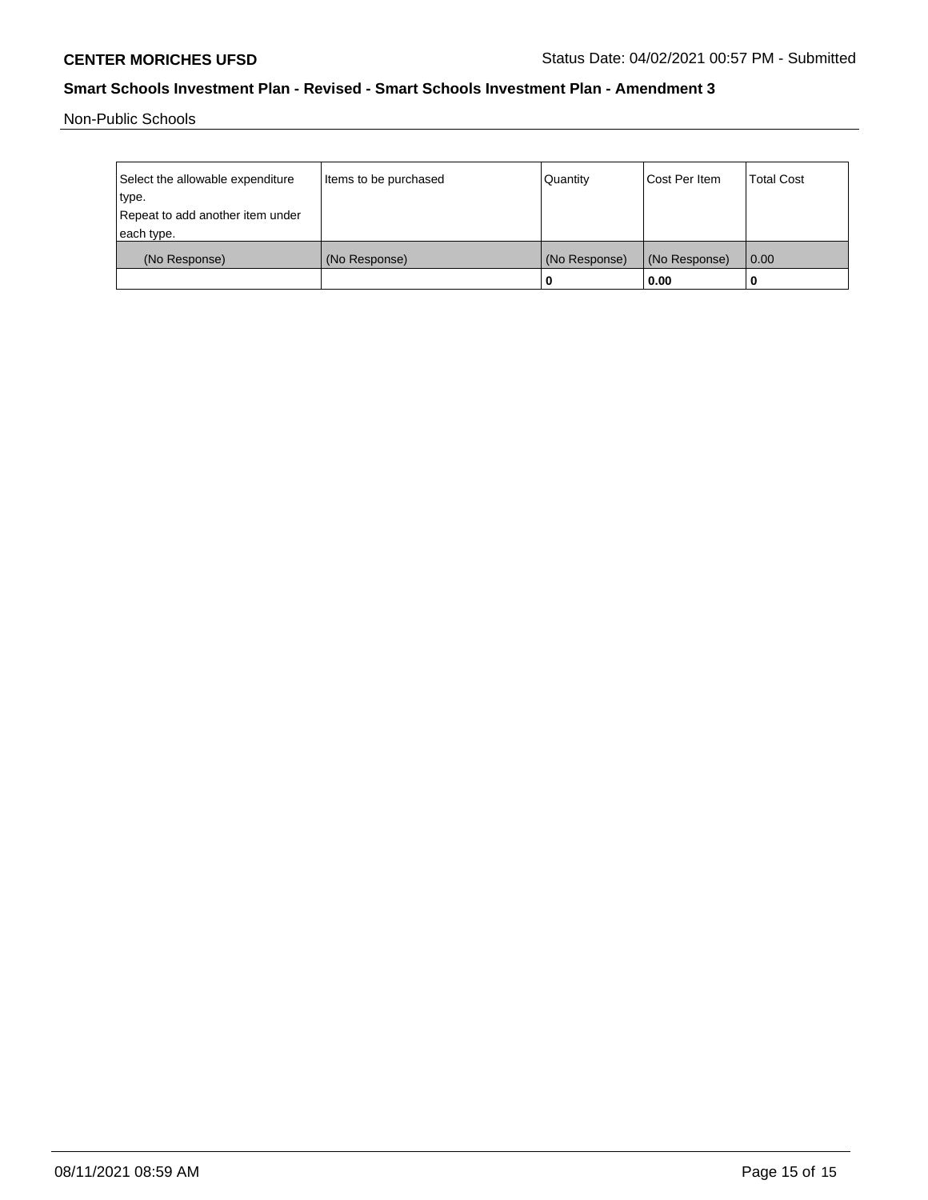Non-Public Schools

| Select the allowable expenditure type. Repeat to add another item under each type. | Items to be purchased | Quantity | Cost Per Item | Total Cost |
| --- | --- | --- | --- | --- |
| (No Response) | (No Response) | (No Response) | (No Response) | 0.00 |
| | | **0** | **0.00** | **0** |